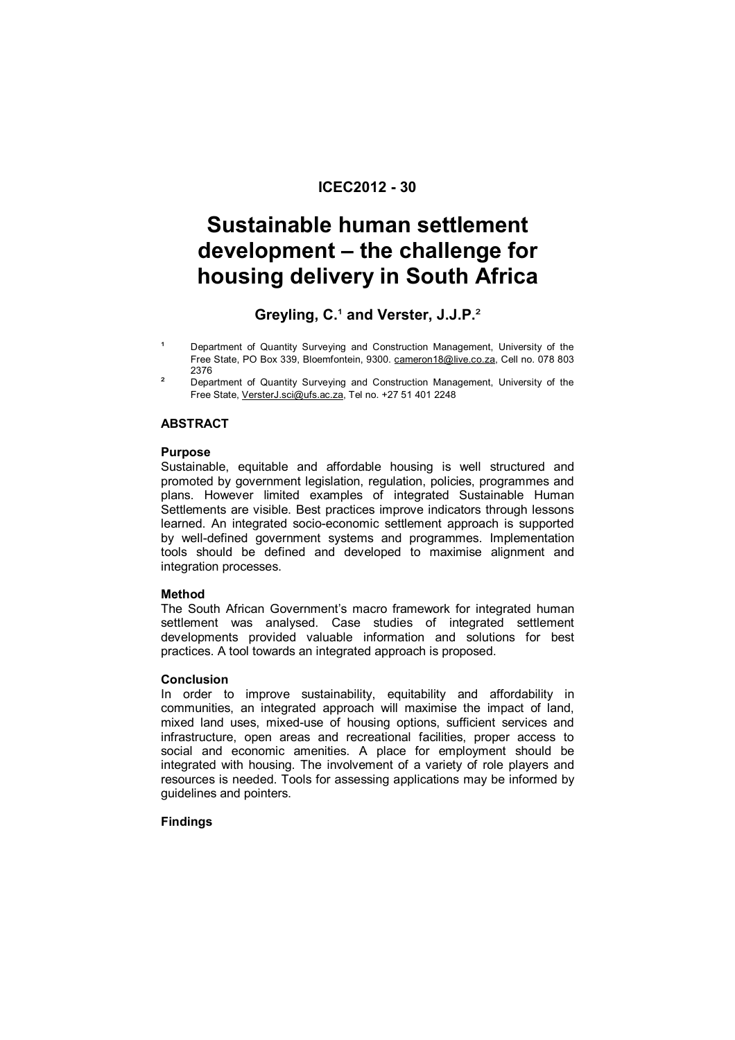**ICEC2012 - 30**

# Sustainable human settlement development – the challenge for housing delivery in South Africa

**Greyling, C.[1] and Verster, J.J.P.[2]**

[1] Department of Quantity Surveying and Construction Management, University of the Free State, PO Box 339, Bloemfontein, 9300. cameron18@live.co.za, Cell no. 078 803 2376

[2] Department of Quantity Surveying and Construction Management, University of the Free State, VersterJ.sci@ufs.ac.za, Tel no. +27 51 401 2248

## ABSTRACT

### Purpose

Sustainable, equitable and affordable housing is well structured and promoted by government legislation, regulation, policies, programmes and plans. However limited examples of integrated Sustainable Human Settlements are visible. Best practices improve indicators through lessons learned. An integrated socio-economic settlement approach is supported by well-defined government systems and programmes. Implementation tools should be defined and developed to maximise alignment and integration processes.

### Method

The South African Government's macro framework for integrated human settlement was analysed. Case studies of integrated settlement developments provided valuable information and solutions for best practices. A tool towards an integrated approach is proposed.

### Conclusion

In order to improve sustainability, equitability and affordability in communities, an integrated approach will maximise the impact of land, mixed land uses, mixed-use of housing options, sufficient services and infrastructure, open areas and recreational facilities, proper access to social and economic amenities. A place for employment should be integrated with housing. The involvement of a variety of role players and resources is needed. Tools for assessing applications may be informed by guidelines and pointers.

### Findings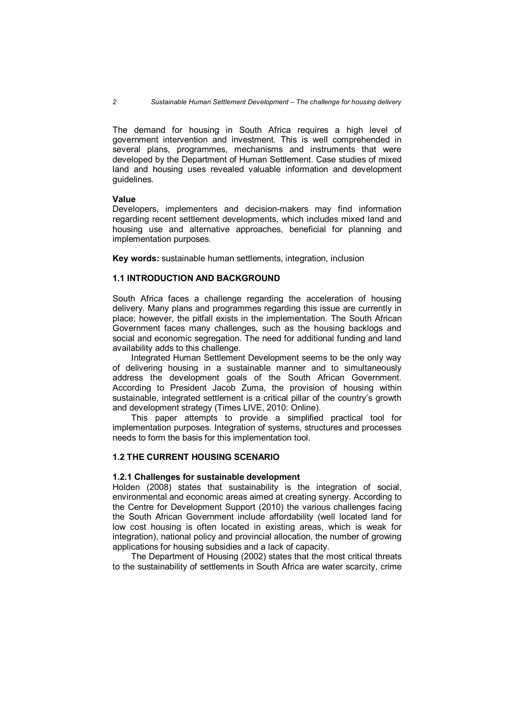The demand for housing in South Africa requires a high level of government intervention and investment. This is well comprehended in several plans, programmes, mechanisms and instruments that were developed by the Department of Human Settlement. Case studies of mixed land and housing uses revealed valuable information and development guidelines.

**Value**

Developers, implementers and decision-makers may find information regarding recent settlement developments, which includes mixed land and housing use and alternative approaches, beneficial for planning and implementation purposes.

**Key words:** sustainable human settlements, integration, inclusion

## 1.1 INTRODUCTION AND BACKGROUND

South Africa faces a challenge regarding the acceleration of housing delivery. Many plans and programmes regarding this issue are currently in place; however, the pitfall exists in the implementation. The South African Government faces many challenges, such as the housing backlogs and social and economic segregation. The need for additional funding and land availability adds to this challenge.

Integrated Human Settlement Development seems to be the only way of delivering housing in a sustainable manner and to simultaneously address the development goals of the South African Government. According to President Jacob Zuma, the provision of housing within sustainable, integrated settlement is a critical pillar of the country's growth and development strategy (Times LIVE, 2010: Online).

This paper attempts to provide a simplified practical tool for implementation purposes. Integration of systems, structures and processes needs to form the basis for this implementation tool.

## 1.2 THE CURRENT HOUSING SCENARIO

### 1.2.1 Challenges for sustainable development

Holden (2008) states that sustainability is the integration of social, environmental and economic areas aimed at creating synergy. According to the Centre for Development Support (2010) the various challenges facing the South African Government include affordability (well located land for low cost housing is often located in existing areas, which is weak for integration), national policy and provincial allocation, the number of growing applications for housing subsidies and a lack of capacity.

The Department of Housing (2002) states that the most critical threats to the sustainability of settlements in South Africa are water scarcity, crime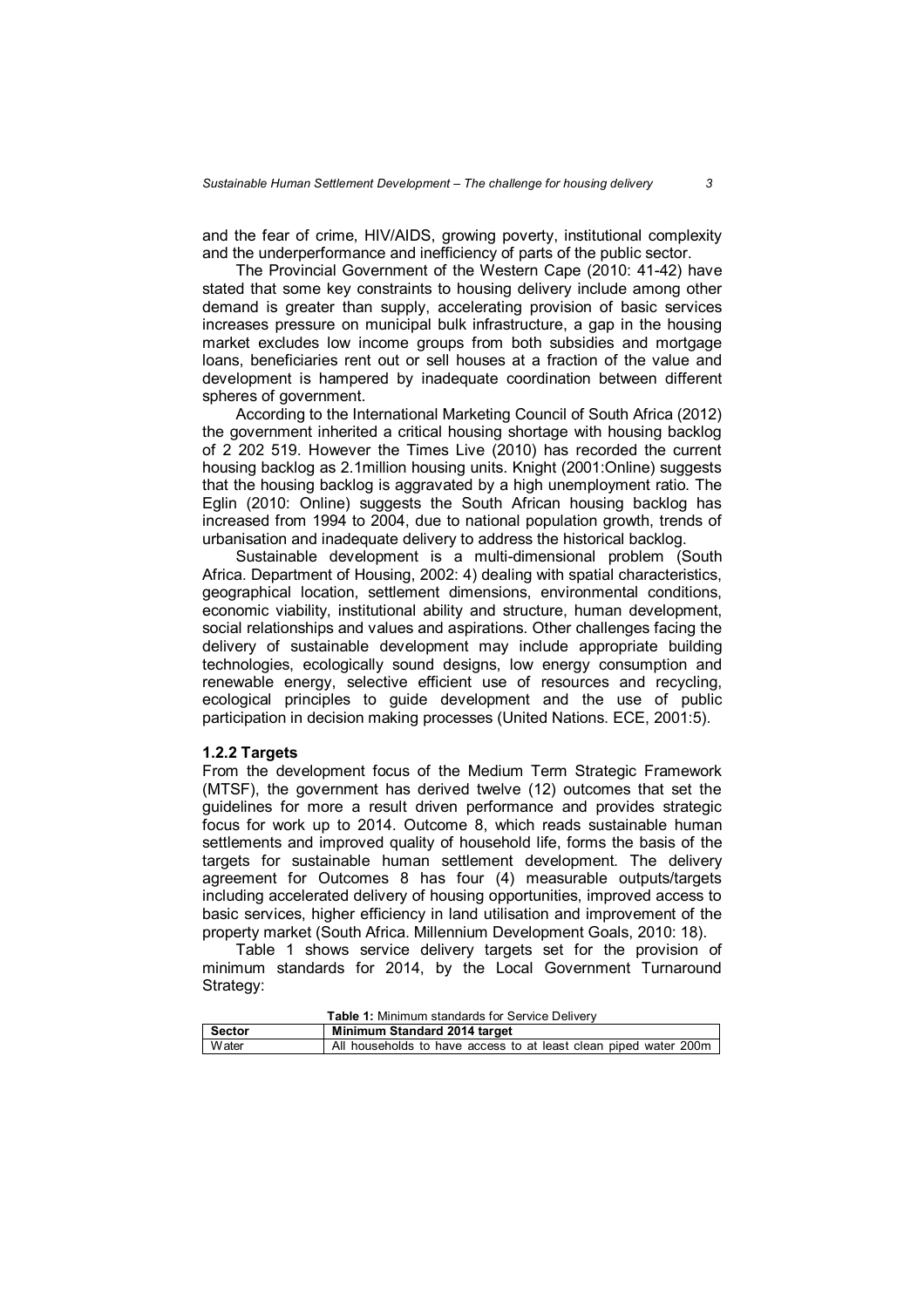and the fear of crime, HIV/AIDS, growing poverty, institutional complexity and the underperformance and inefficiency of parts of the public sector.

The Provincial Government of the Western Cape (2010: 41-42) have stated that some key constraints to housing delivery include among other demand is greater than supply, accelerating provision of basic services increases pressure on municipal bulk infrastructure, a gap in the housing market excludes low income groups from both subsidies and mortgage loans, beneficiaries rent out or sell houses at a fraction of the value and development is hampered by inadequate coordination between different spheres of government.

According to the International Marketing Council of South Africa (2012) the government inherited a critical housing shortage with housing backlog of 2 202 519. However the Times Live (2010) has recorded the current housing backlog as 2.1million housing units. Knight (2001:Online) suggests that the housing backlog is aggravated by a high unemployment ratio. The Eglin (2010: Online) suggests the South African housing backlog has increased from 1994 to 2004, due to national population growth, trends of urbanisation and inadequate delivery to address the historical backlog.

Sustainable development is a multi-dimensional problem (South Africa. Department of Housing, 2002: 4) dealing with spatial characteristics, geographical location, settlement dimensions, environmental conditions, economic viability, institutional ability and structure, human development, social relationships and values and aspirations. Other challenges facing the delivery of sustainable development may include appropriate building technologies, ecologically sound designs, low energy consumption and renewable energy, selective efficient use of resources and recycling, ecological principles to guide development and the use of public participation in decision making processes (United Nations. ECE, 2001:5).

### 1.2.2 Targets

From the development focus of the Medium Term Strategic Framework (MTSF), the government has derived twelve (12) outcomes that set the guidelines for more a result driven performance and provides strategic focus for work up to 2014. Outcome 8, which reads sustainable human settlements and improved quality of household life, forms the basis of the targets for sustainable human settlement development. The delivery agreement for Outcomes 8 has four (4) measurable outputs/targets including accelerated delivery of housing opportunities, improved access to basic services, higher efficiency in land utilisation and improvement of the property market (South Africa. Millennium Development Goals, 2010: 18).

Table 1 shows service delivery targets set for the provision of minimum standards for 2014, by the Local Government Turnaround Strategy:

**Table 1:** Minimum standards for Service Delivery

| Sector | Minimum Standard 2014 target |
| --- | --- |
| Water | All households to have access to at least clean piped water 200m |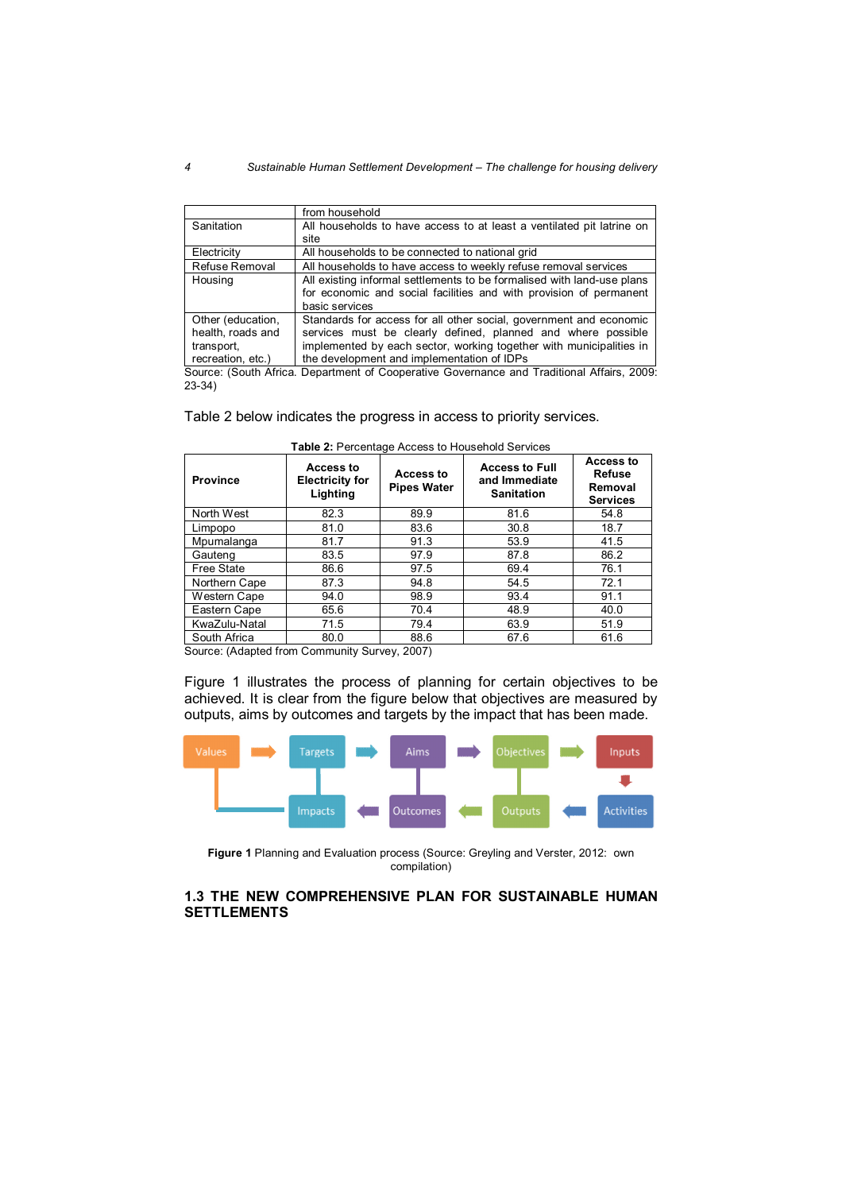| | from household |
|---|---|
| Sanitation | All households to have access to at least a ventilated pit latrine on site |
| Electricity | All households to be connected to national grid |
| Refuse Removal | All households to have access to weekly refuse removal services |
| Housing | All existing informal settlements to be formalised with land-use plans for economic and social facilities and with provision of permanent basic services |
| Other (education, health, roads and transport, recreation, etc.) | Standards for access for all other social, government and economic services must be clearly defined, planned and where possible implemented by each sector, working together with municipalities in the development and implementation of IDPs |

Source: (South Africa. Department of Cooperative Governance and Traditional Affairs, 2009: 23-34)

Table 2 below indicates the progress in access to priority services.

**Table 2:** Percentage Access to Household Services

| Province | Access to Electricity for Lighting | Access to Pipes Water | Access to Full and Immediate Sanitation | Access to Refuse Removal Services |
|---|---|---|---|---|
| North West | 82.3 | 89.9 | 81.6 | 54.8 |
| Limpopo | 81.0 | 83.6 | 30.8 | 18.7 |
| Mpumalanga | 81.7 | 91.3 | 53.9 | 41.5 |
| Gauteng | 83.5 | 97.9 | 87.8 | 86.2 |
| Free State | 86.6 | 97.5 | 69.4 | 76.1 |
| Northern Cape | 87.3 | 94.8 | 54.5 | 72.1 |
| Western Cape | 94.0 | 98.9 | 93.4 | 91.1 |
| Eastern Cape | 65.6 | 70.4 | 48.9 | 40.0 |
| KwaZulu-Natal | 71.5 | 79.4 | 63.9 | 51.9 |
| South Africa | 80.0 | 88.6 | 67.6 | 61.6 |

Source: (Adapted from Community Survey, 2007)

Figure 1 illustrates the process of planning for certain objectives to be achieved. It is clear from the figure below that objectives are measured by outputs, aims by outcomes and targets by the impact that has been made.

Values → Targets → Aims → Objectives → Inputs → Activities → Outputs → Outcomes → Impacts

**Figure 1** Planning and Evaluation process (Source: Greyling and Verster, 2012: own compilation)

## 1.3 THE NEW COMPREHENSIVE PLAN FOR SUSTAINABLE HUMAN SETTLEMENTS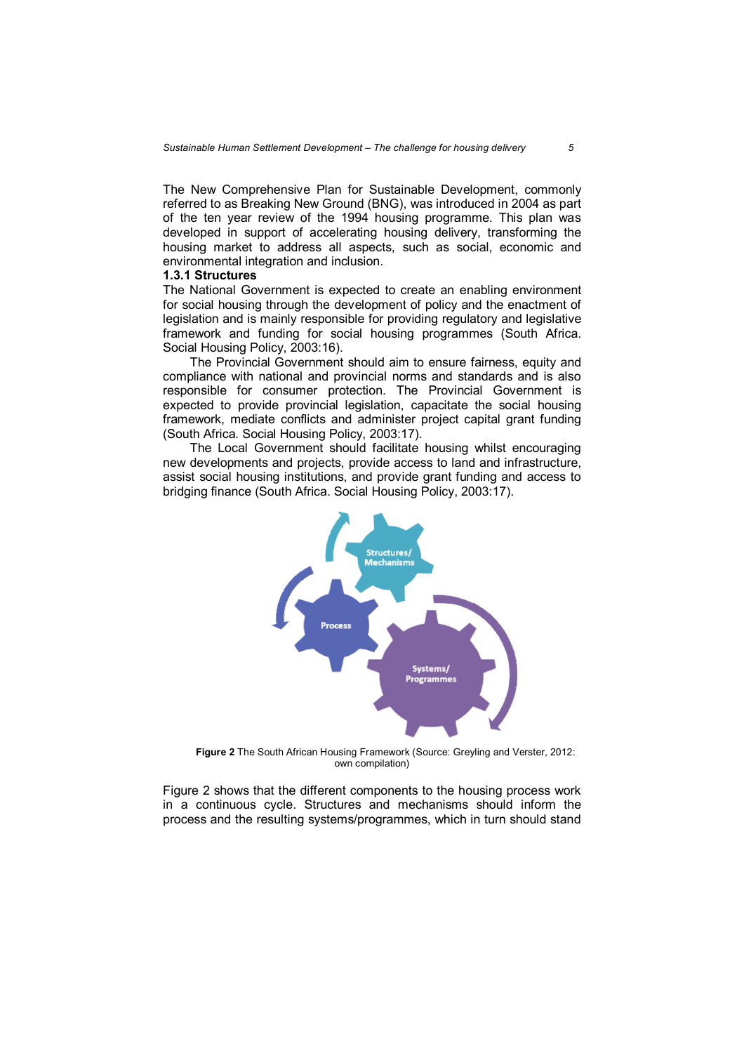The New Comprehensive Plan for Sustainable Development, commonly referred to as Breaking New Ground (BNG), was introduced in 2004 as part of the ten year review of the 1994 housing programme. This plan was developed in support of accelerating housing delivery, transforming the housing market to address all aspects, such as social, economic and environmental integration and inclusion.

### 1.3.1 Structures

The National Government is expected to create an enabling environment for social housing through the development of policy and the enactment of legislation and is mainly responsible for providing regulatory and legislative framework and funding for social housing programmes (South Africa. Social Housing Policy, 2003:16).

The Provincial Government should aim to ensure fairness, equity and compliance with national and provincial norms and standards and is also responsible for consumer protection. The Provincial Government is expected to provide provincial legislation, capacitate the social housing framework, mediate conflicts and administer project capital grant funding (South Africa. Social Housing Policy, 2003:17).

The Local Government should facilitate housing whilst encouraging new developments and projects, provide access to land and infrastructure, assist social housing institutions, and provide grant funding and access to bridging finance (South Africa. Social Housing Policy, 2003:17).

**Figure 2** The South African Housing Framework (Source: Greyling and Verster, 2012: own compilation)

Figure 2 shows that the different components to the housing process work in a continuous cycle. Structures and mechanisms should inform the process and the resulting systems/programmes, which in turn should stand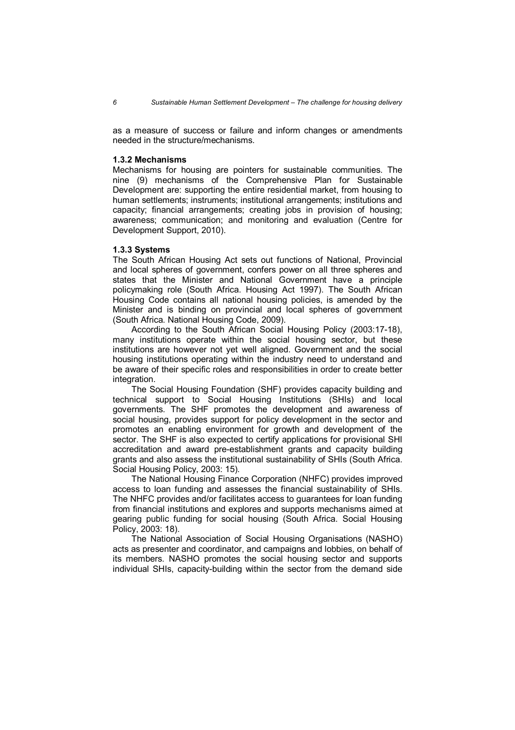as a measure of success or failure and inform changes or amendments needed in the structure/mechanisms.

### 1.3.2 Mechanisms

Mechanisms for housing are pointers for sustainable communities. The nine (9) mechanisms of the Comprehensive Plan for Sustainable Development are: supporting the entire residential market, from housing to human settlements; instruments; institutional arrangements; institutions and capacity; financial arrangements; creating jobs in provision of housing; awareness; communication; and monitoring and evaluation (Centre for Development Support, 2010).

### 1.3.3 Systems

The South African Housing Act sets out functions of National, Provincial and local spheres of government, confers power on all three spheres and states that the Minister and National Government have a principle policymaking role (South Africa. Housing Act 1997). The South African Housing Code contains all national housing policies, is amended by the Minister and is binding on provincial and local spheres of government (South Africa. National Housing Code, 2009).

According to the South African Social Housing Policy (2003:17-18), many institutions operate within the social housing sector, but these institutions are however not yet well aligned. Government and the social housing institutions operating within the industry need to understand and be aware of their specific roles and responsibilities in order to create better integration.

The Social Housing Foundation (SHF) provides capacity building and technical support to Social Housing Institutions (SHIs) and local governments. The SHF promotes the development and awareness of social housing, provides support for policy development in the sector and promotes an enabling environment for growth and development of the sector. The SHF is also expected to certify applications for provisional SHI accreditation and award pre-establishment grants and capacity building grants and also assess the institutional sustainability of SHIs (South Africa. Social Housing Policy, 2003: 15).

The National Housing Finance Corporation (NHFC) provides improved access to loan funding and assesses the financial sustainability of SHIs. The NHFC provides and/or facilitates access to guarantees for loan funding from financial institutions and explores and supports mechanisms aimed at gearing public funding for social housing (South Africa. Social Housing Policy, 2003: 18).

The National Association of Social Housing Organisations (NASHO) acts as presenter and coordinator, and campaigns and lobbies, on behalf of its members. NASHO promotes the social housing sector and supports individual SHIs, capacity-building within the sector from the demand side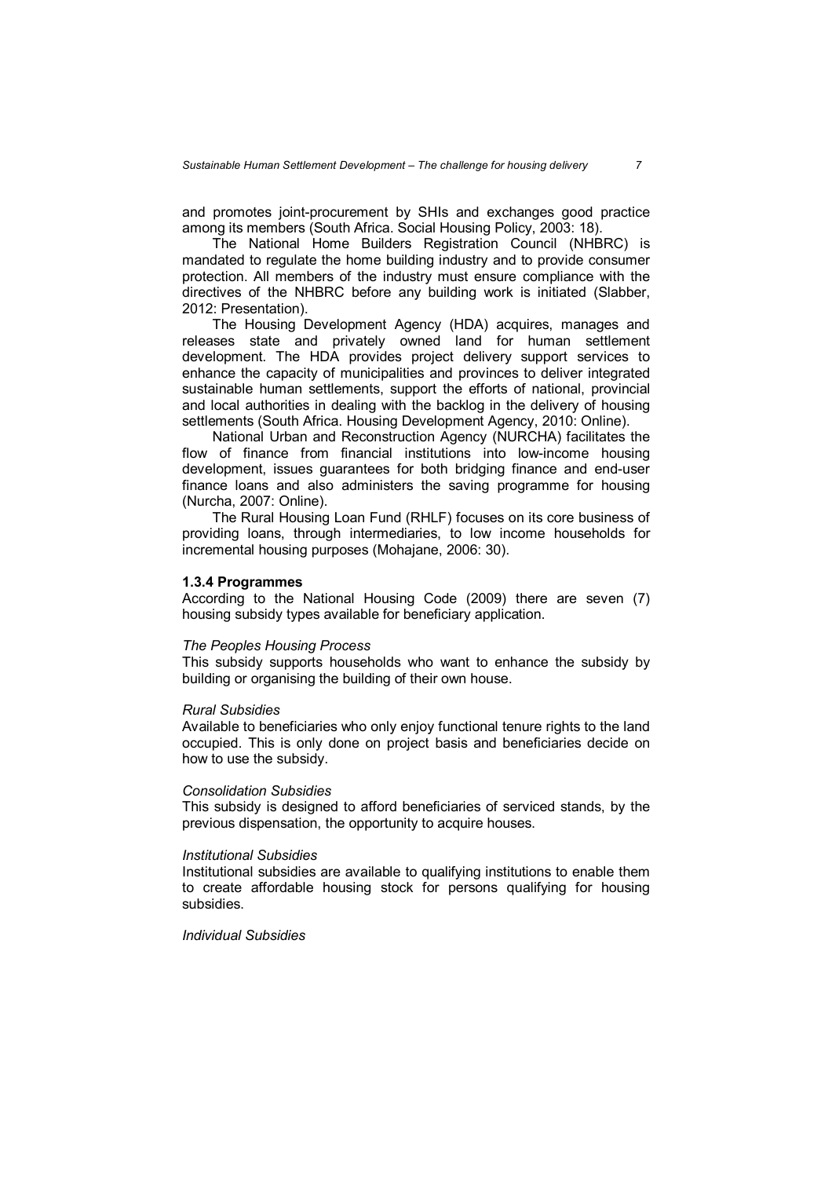and promotes joint-procurement by SHIs and exchanges good practice among its members (South Africa. Social Housing Policy, 2003: 18).

The National Home Builders Registration Council (NHBRC) is mandated to regulate the home building industry and to provide consumer protection. All members of the industry must ensure compliance with the directives of the NHBRC before any building work is initiated (Slabber, 2012: Presentation).

The Housing Development Agency (HDA) acquires, manages and releases state and privately owned land for human settlement development. The HDA provides project delivery support services to enhance the capacity of municipalities and provinces to deliver integrated sustainable human settlements, support the efforts of national, provincial and local authorities in dealing with the backlog in the delivery of housing settlements (South Africa. Housing Development Agency, 2010: Online).

National Urban and Reconstruction Agency (NURCHA) facilitates the flow of finance from financial institutions into low-income housing development, issues guarantees for both bridging finance and end-user finance loans and also administers the saving programme for housing (Nurcha, 2007: Online).

The Rural Housing Loan Fund (RHLF) focuses on its core business of providing loans, through intermediaries, to low income households for incremental housing purposes (Mohajane, 2006: 30).

### 1.3.4 Programmes

According to the National Housing Code (2009) there are seven (7) housing subsidy types available for beneficiary application.

*The Peoples Housing Process*

This subsidy supports households who want to enhance the subsidy by building or organising the building of their own house.

*Rural Subsidies*

Available to beneficiaries who only enjoy functional tenure rights to the land occupied. This is only done on project basis and beneficiaries decide on how to use the subsidy.

*Consolidation Subsidies*

This subsidy is designed to afford beneficiaries of serviced stands, by the previous dispensation, the opportunity to acquire houses.

*Institutional Subsidies*

Institutional subsidies are available to qualifying institutions to enable them to create affordable housing stock for persons qualifying for housing subsidies.

*Individual Subsidies*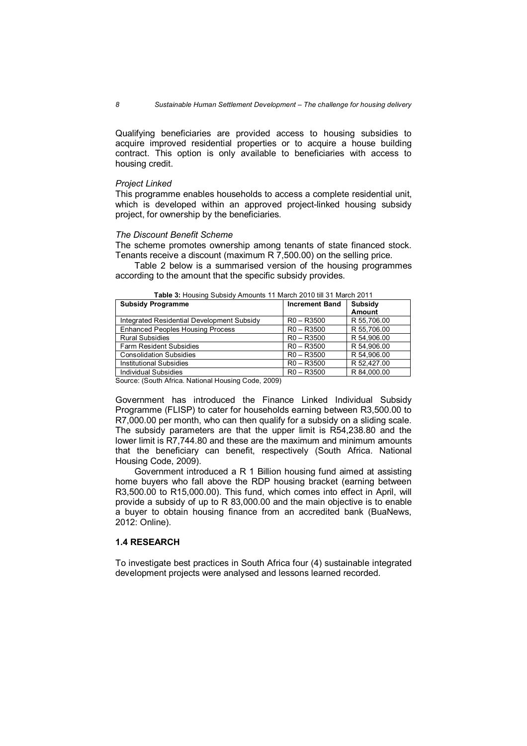Qualifying beneficiaries are provided access to housing subsidies to acquire improved residential properties or to acquire a house building contract. This option is only available to beneficiaries with access to housing credit.

*Project Linked*

This programme enables households to access a complete residential unit, which is developed within an approved project-linked housing subsidy project, for ownership by the beneficiaries.

*The Discount Benefit Scheme*

The scheme promotes ownership among tenants of state financed stock. Tenants receive a discount (maximum R 7,500.00) on the selling price.

Table 2 below is a summarised version of the housing programmes according to the amount that the specific subsidy provides.

**Table 3:** Housing Subsidy Amounts 11 March 2010 till 31 March 2011

| Subsidy Programme | Increment Band | Subsidy Amount |
| --- | --- | --- |
| Integrated Residential Development Subsidy | R0 – R3500 | R 55,706.00 |
| Enhanced Peoples Housing Process | R0 – R3500 | R 55,706.00 |
| Rural Subsidies | R0 – R3500 | R 54,906.00 |
| Farm Resident Subsidies | R0 – R3500 | R 54,906.00 |
| Consolidation Subsidies | R0 – R3500 | R 54,906.00 |
| Institutional Subsidies | R0 – R3500 | R 52,427.00 |
| Individual Subsidies | R0 – R3500 | R 84,000.00 |

Source: (South Africa. National Housing Code, 2009)

Government has introduced the Finance Linked Individual Subsidy Programme (FLISP) to cater for households earning between R3,500.00 to R7,000.00 per month, who can then qualify for a subsidy on a sliding scale. The subsidy parameters are that the upper limit is R54,238.80 and the lower limit is R7,744.80 and these are the maximum and minimum amounts that the beneficiary can benefit, respectively (South Africa. National Housing Code, 2009).

Government introduced a R 1 Billion housing fund aimed at assisting home buyers who fall above the RDP housing bracket (earning between R3,500.00 to R15,000.00). This fund, which comes into effect in April, will provide a subsidy of up to R 83,000.00 and the main objective is to enable a buyer to obtain housing finance from an accredited bank (BuaNews, 2012: Online).

## 1.4 RESEARCH

To investigate best practices in South Africa four (4) sustainable integrated development projects were analysed and lessons learned recorded.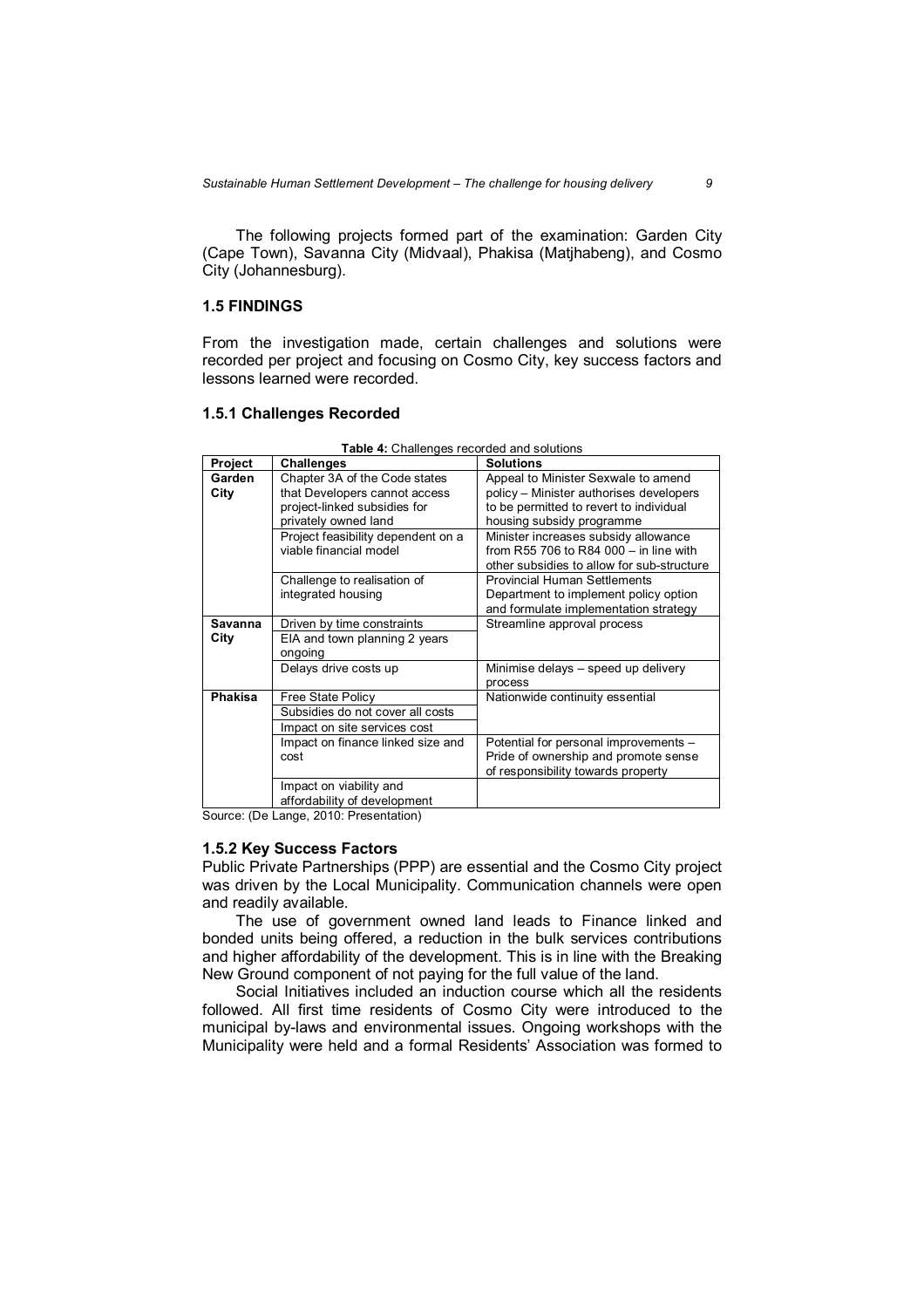The following projects formed part of the examination: Garden City (Cape Town), Savanna City (Midvaal), Phakisa (Matjhabeng), and Cosmo City (Johannesburg).

### 1.5 FINDINGS

From the investigation made, certain challenges and solutions were recorded per project and focusing on Cosmo City, key success factors and lessons learned were recorded.

#### 1.5.1 Challenges Recorded

**Table 4:** Challenges recorded and solutions

| Project | Challenges | Solutions |
|---|---|---|
| **Garden City** | Chapter 3A of the Code states that Developers cannot access project-linked subsidies for privately owned land | Appeal to Minister Sexwale to amend policy – Minister authorises developers to be permitted to revert to individual housing subsidy programme |
| | Project feasibility dependent on a viable financial model | Minister increases subsidy allowance from R55 706 to R84 000 – in line with other subsidies to allow for sub-structure |
| | Challenge to realisation of integrated housing | Provincial Human Settlements Department to implement policy option and formulate implementation strategy |
| **Savanna City** | Driven by time constraints | Streamline approval process |
| | EIA and town planning 2 years ongoing | |
| | Delays drive costs up | Minimise delays – speed up delivery process |
| **Phakisa** | Free State Policy | Nationwide continuity essential |
| | Subsidies do not cover all costs | |
| | Impact on site services cost | |
| | Impact on finance linked size and cost | Potential for personal improvements – Pride of ownership and promote sense of responsibility towards property |
| | Impact on viability and affordability of development | |

Source: (De Lange, 2010: Presentation)

#### 1.5.2 Key Success Factors

Public Private Partnerships (PPP) are essential and the Cosmo City project was driven by the Local Municipality. Communication channels were open and readily available.

The use of government owned land leads to Finance linked and bonded units being offered, a reduction in the bulk services contributions and higher affordability of the development. This is in line with the Breaking New Ground component of not paying for the full value of the land.

Social Initiatives included an induction course which all the residents followed. All first time residents of Cosmo City were introduced to the municipal by-laws and environmental issues. Ongoing workshops with the Municipality were held and a formal Residents' Association was formed to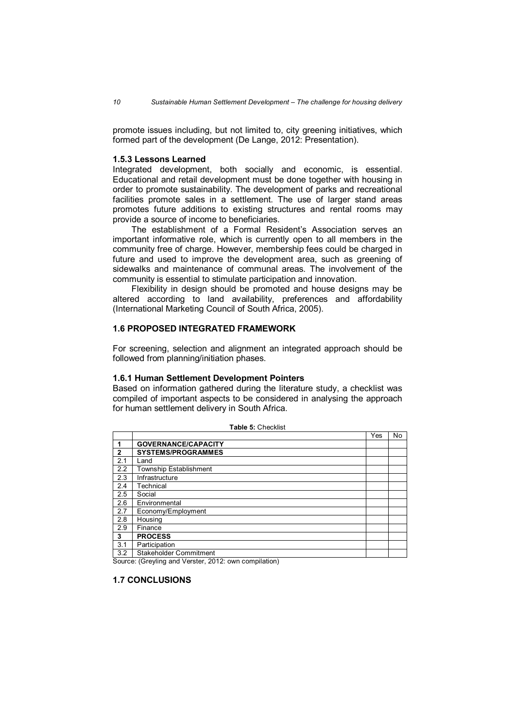promote issues including, but not limited to, city greening initiatives, which formed part of the development (De Lange, 2012: Presentation).

### 1.5.3 Lessons Learned

Integrated development, both socially and economic, is essential. Educational and retail development must be done together with housing in order to promote sustainability. The development of parks and recreational facilities promote sales in a settlement. The use of larger stand areas promotes future additions to existing structures and rental rooms may provide a source of income to beneficiaries.

The establishment of a Formal Resident's Association serves an important informative role, which is currently open to all members in the community free of charge. However, membership fees could be charged in future and used to improve the development area, such as greening of sidewalks and maintenance of communal areas. The involvement of the community is essential to stimulate participation and innovation.

Flexibility in design should be promoted and house designs may be altered according to land availability, preferences and affordability (International Marketing Council of South Africa, 2005).

## 1.6 PROPOSED INTEGRATED FRAMEWORK

For screening, selection and alignment an integrated approach should be followed from planning/initiation phases.

### 1.6.1 Human Settlement Development Pointers

Based on information gathered during the literature study, a checklist was compiled of important aspects to be considered in analysing the approach for human settlement delivery in South Africa.

**Table 5:** Checklist

| | | Yes | No |
|---|---|---|---|
| **1** | **GOVERNANCE/CAPACITY** | | |
| **2** | **SYSTEMS/PROGRAMMES** | | |
| 2.1 | Land | | |
| 2.2 | Township Establishment | | |
| 2.3 | Infrastructure | | |
| 2.4 | Technical | | |
| 2.5 | Social | | |
| 2.6 | Environmental | | |
| 2.7 | Economy/Employment | | |
| 2.8 | Housing | | |
| 2.9 | Finance | | |
| **3** | **PROCESS** | | |
| 3.1 | Participation | | |
| 3.2 | Stakeholder Commitment | | |

Source: (Greyling and Verster, 2012: own compilation)

## 1.7 CONCLUSIONS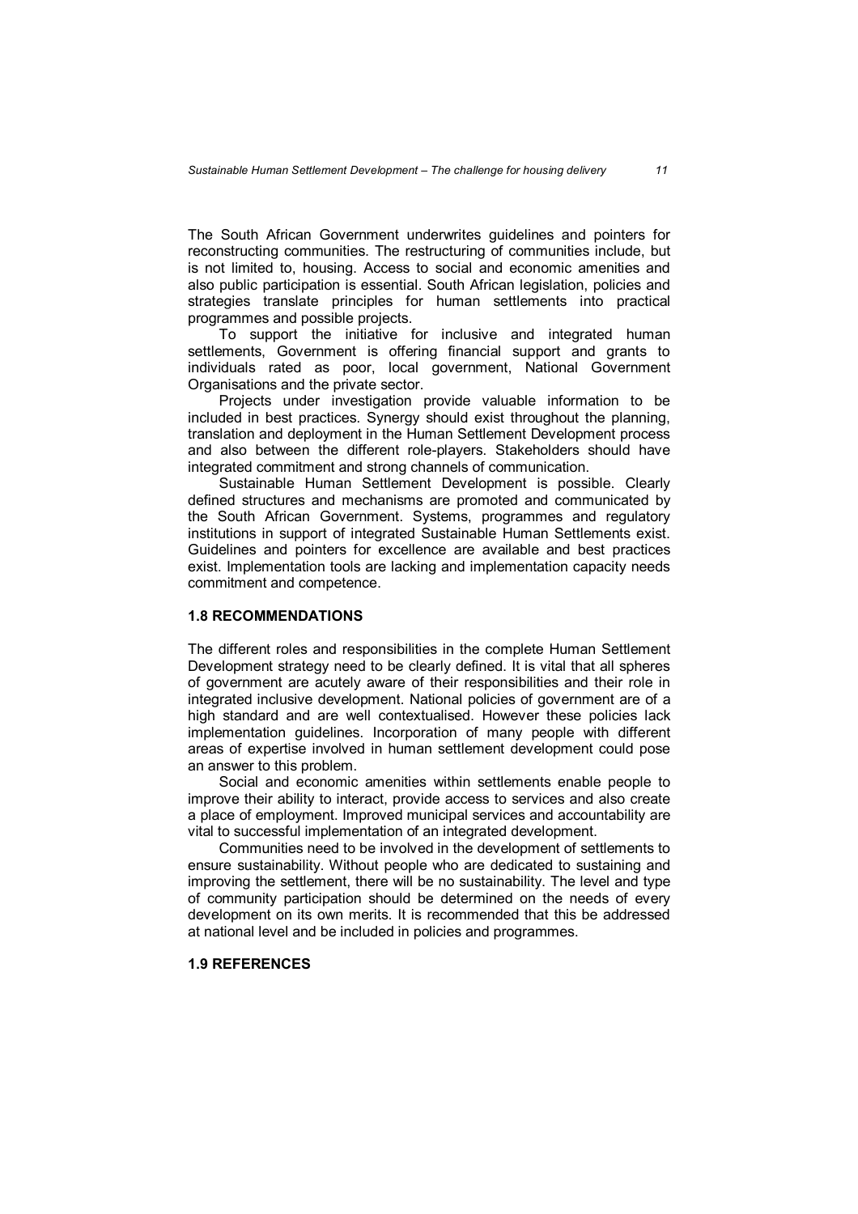The South African Government underwrites guidelines and pointers for reconstructing communities. The restructuring of communities include, but is not limited to, housing. Access to social and economic amenities and also public participation is essential. South African legislation, policies and strategies translate principles for human settlements into practical programmes and possible projects.

To support the initiative for inclusive and integrated human settlements, Government is offering financial support and grants to individuals rated as poor, local government, National Government Organisations and the private sector.

Projects under investigation provide valuable information to be included in best practices. Synergy should exist throughout the planning, translation and deployment in the Human Settlement Development process and also between the different role-players. Stakeholders should have integrated commitment and strong channels of communication.

Sustainable Human Settlement Development is possible. Clearly defined structures and mechanisms are promoted and communicated by the South African Government. Systems, programmes and regulatory institutions in support of integrated Sustainable Human Settlements exist. Guidelines and pointers for excellence are available and best practices exist. Implementation tools are lacking and implementation capacity needs commitment and competence.

## 1.8 RECOMMENDATIONS

The different roles and responsibilities in the complete Human Settlement Development strategy need to be clearly defined. It is vital that all spheres of government are acutely aware of their responsibilities and their role in integrated inclusive development. National policies of government are of a high standard and are well contextualised. However these policies lack implementation guidelines. Incorporation of many people with different areas of expertise involved in human settlement development could pose an answer to this problem.

Social and economic amenities within settlements enable people to improve their ability to interact, provide access to services and also create a place of employment. Improved municipal services and accountability are vital to successful implementation of an integrated development.

Communities need to be involved in the development of settlements to ensure sustainability. Without people who are dedicated to sustaining and improving the settlement, there will be no sustainability. The level and type of community participation should be determined on the needs of every development on its own merits. It is recommended that this be addressed at national level and be included in policies and programmes.

## 1.9 REFERENCES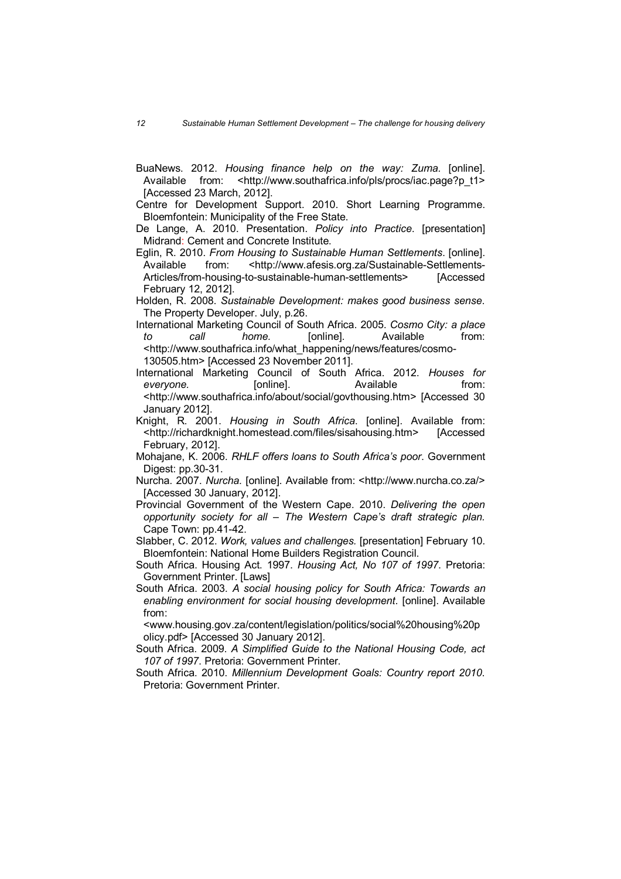BuaNews. 2012. *Housing finance help on the way: Zuma.* [online]. Available from: <http://www.southafrica.info/pls/procs/iac.page?p_t1> [Accessed 23 March, 2012].

Centre for Development Support. 2010. Short Learning Programme. Bloemfontein: Municipality of the Free State.

De Lange, A. 2010. Presentation. *Policy into Practice*. [presentation] Midrand: Cement and Concrete Institute.

Eglin, R. 2010. *From Housing to Sustainable Human Settlements*. [online]. Available from: <http://www.afesis.org.za/Sustainable-Settlements-Articles/from-housing-to-sustainable-human-settlements> [Accessed February 12, 2012].

Holden, R. 2008. *Sustainable Development: makes good business sense*. The Property Developer. July, p.26.

International Marketing Council of South Africa. 2005. *Cosmo City: a place to call home.* [online]. Available from: <http://www.southafrica.info/what_happening/news/features/cosmo-130505.htm> [Accessed 23 November 2011].

International Marketing Council of South Africa. 2012. *Houses for everyone.* [online]. Available from: <http://www.southafrica.info/about/social/govthousing.htm> [Accessed 30 January 2012].

Knight, R. 2001. *Housing in South Africa.* [online]. Available from: <http://richardknight.homestead.com/files/sisahousing.htm> [Accessed February, 2012].

Mohajane, K. 2006. *RHLF offers loans to South Africa's poor*. Government Digest: pp.30-31.

Nurcha. 2007. *Nurcha.* [online]. Available from: <http://www.nurcha.co.za/> [Accessed 30 January, 2012].

Provincial Government of the Western Cape. 2010. *Delivering the open opportunity society for all – The Western Cape's draft strategic plan.* Cape Town: pp.41-42.

Slabber, C. 2012. *Work, values and challenges.* [presentation] February 10. Bloemfontein: National Home Builders Registration Council.

South Africa. Housing Act. 1997. *Housing Act, No 107 of 1997*. Pretoria: Government Printer. [Laws]

South Africa. 2003. *A social housing policy for South Africa: Towards an enabling environment for social housing development*. [online]. Available from: <www.housing.gov.za/content/legislation/politics/social%20housing%20policy.pdf> [Accessed 30 January 2012].

South Africa. 2009. *A Simplified Guide to the National Housing Code, act 107 of 1997*. Pretoria: Government Printer.

South Africa. 2010. *Millennium Development Goals: Country report 2010*. Pretoria: Government Printer.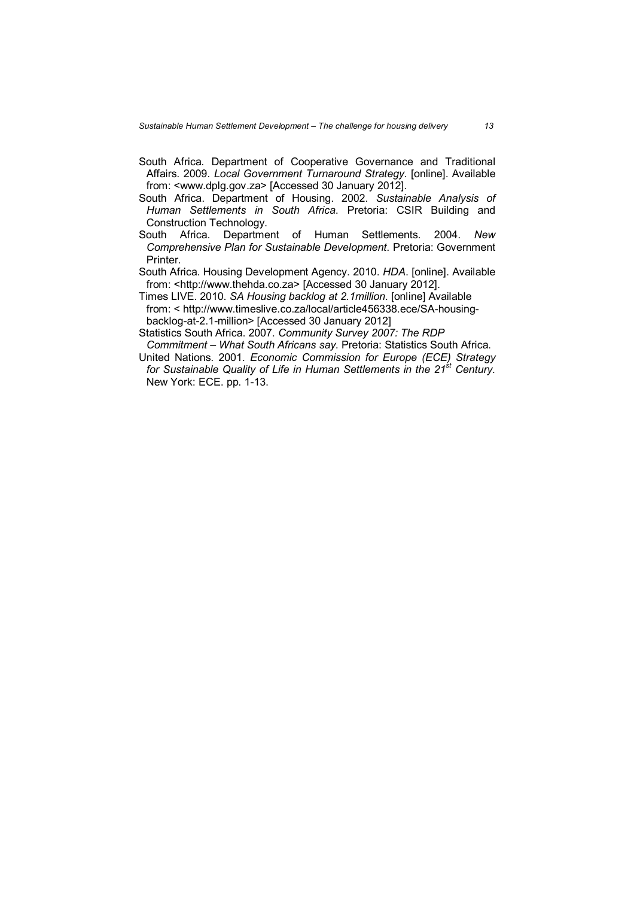South Africa. Department of Cooperative Governance and Traditional Affairs. 2009. *Local Government Turnaround Strategy*. [online]. Available from: <www.dplg.gov.za> [Accessed 30 January 2012].

South Africa. Department of Housing. 2002. *Sustainable Analysis of Human Settlements in South Africa*. Pretoria: CSIR Building and Construction Technology.

South Africa. Department of Human Settlements. 2004. *New Comprehensive Plan for Sustainable Development*. Pretoria: Government Printer.

South Africa. Housing Development Agency. 2010. *HDA*. [online]. Available from: <http://www.thehda.co.za> [Accessed 30 January 2012].

Times LIVE. 2010. *SA Housing backlog at 2.1million*. [online] Available from: < http://www.timeslive.co.za/local/article456338.ece/SA-housing-backlog-at-2.1-million> [Accessed 30 January 2012]

Statistics South Africa. 2007. *Community Survey 2007: The RDP Commitment – What South Africans say*. Pretoria: Statistics South Africa.

United Nations. 2001. *Economic Commission for Europe (ECE) Strategy for Sustainable Quality of Life in Human Settlements in the 21st Century.* New York: ECE. pp. 1-13.